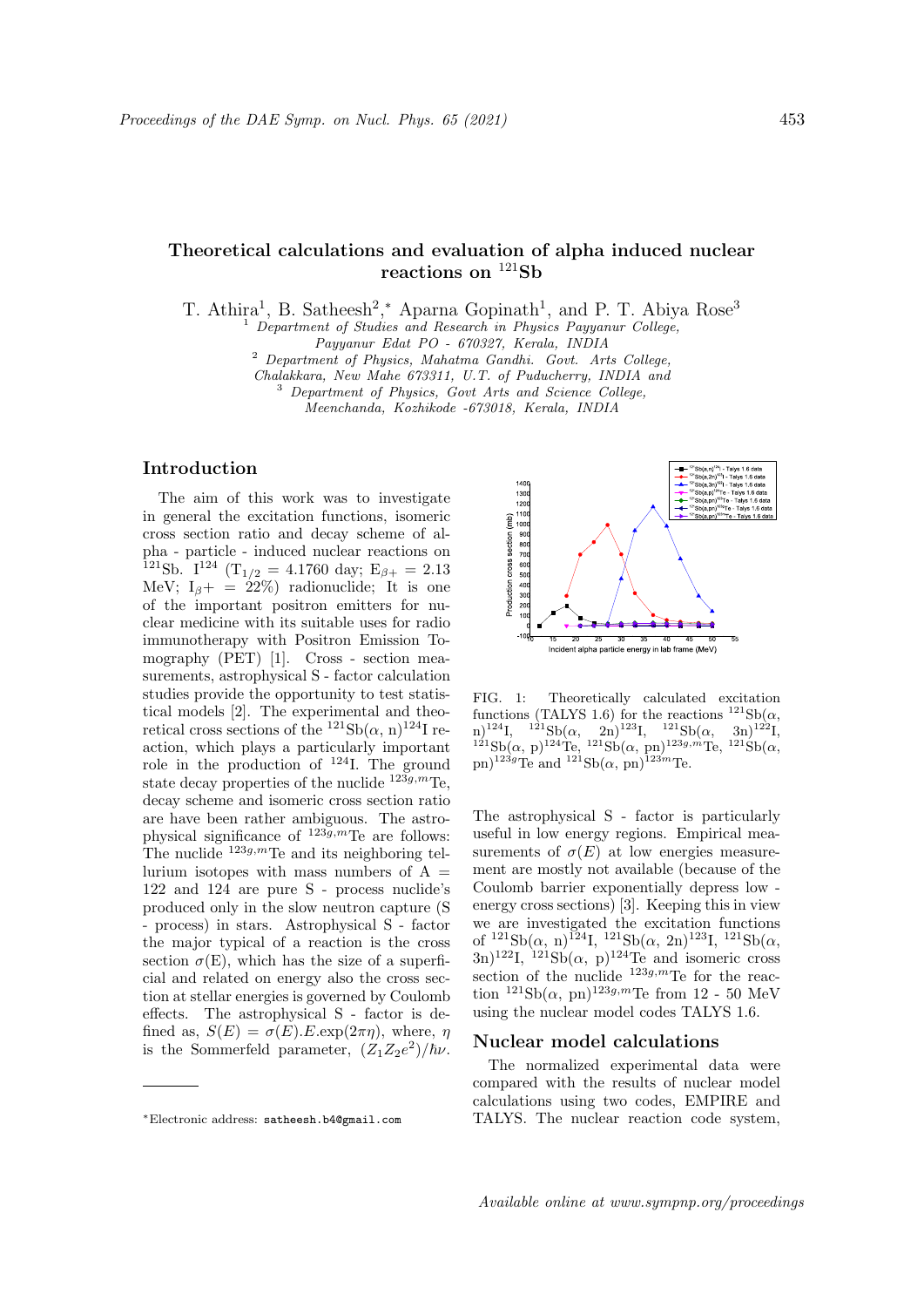# Theoretical calculations and evaluation of alpha induced nuclear reactions on $^{121}$Sb

T. Athira[1], B. Satheesh[2,*], Aparna Gopinath[1], and P. T. Abiya Rose[3]

[1] *Department of Studies and Research in Physics Payyanur College, Payyanur Edat PO - 670327, Kerala, INDIA*
[2] *Department of Physics, Mahatma Gandhi. Govt. Arts College, Chalakkara, New Mahe 673311, U.T. of Puducherry, INDIA and*
[3] *Department of Physics, Govt Arts and Science College, Meenchanda, Kozhikode -673018, Kerala, INDIA*

## Introduction

The aim of this work was to investigate in general the excitation functions, isomeric cross section ratio and decay scheme of alpha - particle - induced nuclear reactions on $^{121}$Sb. I$^{124}$ ($T_{1/2}$ = 4.1760 day; $E_{\beta+}$ = 2.13 MeV; $I_{\beta}+$ = 22%) radionuclide; It is one of the important positron emitters for nuclear medicine with its suitable uses for radio immunotherapy with Positron Emission Tomography (PET) [1]. Cross - section measurements, astrophysical S - factor calculation studies provide the opportunity to test statistical models [2]. The experimental and theoretical cross sections of the $^{121}$Sb($\alpha$, n)$^{124}$I reaction, which plays a particularly important role in the production of $^{124}$I. The ground state decay properties of the nuclide $^{123g,m}$Te, decay scheme and isomeric cross section ratio are have been rather ambiguous. The astrophysical significance of $^{123g,m}$Te are follows: The nuclide $^{123g,m}$Te and its neighboring tellurium isotopes with mass numbers of A = 122 and 124 are pure S - process nuclide's produced only in the slow neutron capture (S - process) in stars. Astrophysical S - factor the major typical of a reaction is the cross section $\sigma$(E), which has the size of a superficial and related on energy also the cross section at stellar energies is governed by Coulomb effects. The astrophysical S - factor is defined as, $S(E) = \sigma(E).E.\exp(2\pi\eta)$, where, $\eta$ is the Sommerfeld parameter, $(Z_1Z_2e^2)/\hbar\nu$.

FIG. 1: Theoretically calculated excitation functions (TALYS 1.6) for the reactions $^{121}$Sb($\alpha$, n)$^{124}$I, $^{121}$Sb($\alpha$, 2n)$^{123}$I, $^{121}$Sb($\alpha$, 3n)$^{122}$I, $^{121}$Sb($\alpha$, p)$^{124}$Te, $^{121}$Sb($\alpha$, pn)$^{123g,m}$Te, $^{121}$Sb($\alpha$, pn)$^{123g}$Te and $^{121}$Sb($\alpha$, pn)$^{123m}$Te.

The astrophysical S - factor is particularly useful in low energy regions. Empirical measurements of $\sigma(E)$ at low energies measurement are mostly not available (because of the Coulomb barrier exponentially depress low - energy cross sections) [3]. Keeping this in view we are investigated the excitation functions of $^{121}$Sb($\alpha$, n)$^{124}$I, $^{121}$Sb($\alpha$, 2n)$^{123}$I, $^{121}$Sb($\alpha$, 3n)$^{122}$I, $^{121}$Sb($\alpha$, p)$^{124}$Te and isomeric cross section of the nuclide $^{123g,m}$Te for the reaction $^{121}$Sb($\alpha$, pn)$^{123g,m}$Te from 12 - 50 MeV using the nuclear model codes TALYS 1.6.

## Nuclear model calculations

The normalized experimental data were compared with the results of nuclear model calculations using two codes, EMPIRE and TALYS. The nuclear reaction code system,

*Electronic address: satheesh.b4@gmail.com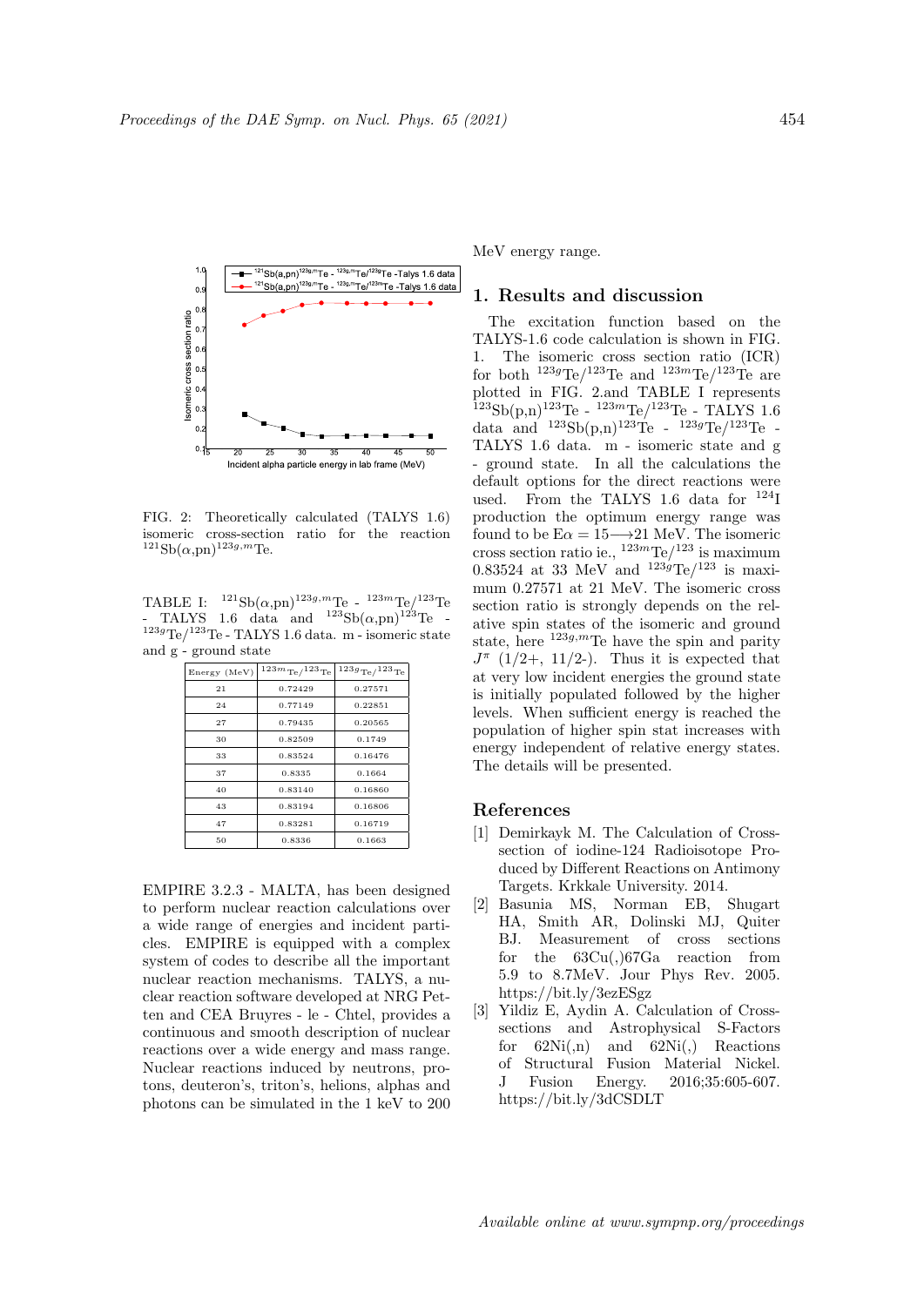Isomeric cross section ratio

Incident alpha particle energy in lab frame (MeV)

$^{121}$Sb(a,pn)$^{123g,m}$Te - $^{123g,m}$Te/$^{123g}$Te -Talys 1.6 data

$^{121}$Sb(a,pn)$^{123g,m}$Te - $^{123g,m}$Te/$^{123m}$Te -Talys 1.6 data

0.1 0.2 0.3 0.4 0.5 0.6 0.7 0.8 0.9 1.0

15 20 25 30 35 40 45 50

FIG. 2: Theoretically calculated (TALYS 1.6) isomeric cross-section ratio for the reaction $^{121}$Sb($\alpha$,pn)$^{123g,m}$Te.

TABLE I: $^{121}$Sb($\alpha$,pn)$^{123g,m}$Te - $^{123m}$Te/$^{123}$Te - TALYS 1.6 data and $^{123}$Sb($\alpha$,pn)$^{123}$Te - $^{123g}$Te/$^{123}$Te - TALYS 1.6 data. m - isomeric state and g - ground state

| Energy (MeV) | $^{123m}$Te/$^{123}$Te | $^{123g}$Te/$^{123}$Te |
|---|---|---|
| 21 | 0.72429 | 0.27571 |
| 24 | 0.77149 | 0.22851 |
| 27 | 0.79435 | 0.20565 |
| 30 | 0.82509 | 0.1749 |
| 33 | 0.83524 | 0.16476 |
| 37 | 0.8335 | 0.1664 |
| 40 | 0.83140 | 0.16860 |
| 43 | 0.83194 | 0.16806 |
| 47 | 0.83281 | 0.16719 |
| 50 | 0.8336 | 0.1663 |

EMPIRE 3.2.3 - MALTA, has been designed to perform nuclear reaction calculations over a wide range of energies and incident particles. EMPIRE is equipped with a complex system of codes to describe all the important nuclear reaction mechanisms. TALYS, a nuclear reaction software developed at NRG Petten and CEA Bruyres - le - Chtel, provides a continuous and smooth description of nuclear reactions over a wide energy and mass range. Nuclear reactions induced by neutrons, protons, deuteron's, triton's, helions, alphas and photons can be simulated in the 1 keV to 200 MeV energy range.

## 1. Results and discussion

The excitation function based on the TALYS-1.6 code calculation is shown in FIG. 1. The isomeric cross section ratio (ICR) for both $^{123g}$Te/$^{123}$Te and $^{123m}$Te/$^{123}$Te are plotted in FIG. 2.and TABLE I represents $^{123}$Sb(p,n)$^{123}$Te - $^{123m}$Te/$^{123}$Te - TALYS 1.6 data and $^{123}$Sb(p,n)$^{123}$Te - $^{123g}$Te/$^{123}$Te - TALYS 1.6 data. m - isomeric state and g - ground state. In all the calculations the default options for the direct reactions were used. From the TALYS 1.6 data for $^{124}$I production the optimum energy range was found to be E$\alpha$ = 15$\longrightarrow$21 MeV. The isomeric cross section ratio ie., $^{123m}$Te/$^{123}$ is maximum 0.83524 at 33 MeV and $^{123g}$Te/$^{123}$ is maximum 0.27571 at 21 MeV. The isomeric cross section ratio is strongly depends on the relative spin states of the isomeric and ground state, here $^{123g,m}$Te have the spin and parity $J^{\pi}$ (1/2+, 11/2-). Thus it is expected that at very low incident energies the ground state is initially populated followed by the higher levels. When sufficient energy is reached the population of higher spin stat increases with energy independent of relative energy states. The details will be presented.

## References

[1] Demirkayk M. The Calculation of Cross-section of iodine-124 Radioisotope Produced by Different Reactions on Antimony Targets. Krkkale University. 2014.

[2] Basunia MS, Norman EB, Shugart HA, Smith AR, Dolinski MJ, Quiter BJ. Measurement of cross sections for the 63Cu(,)67Ga reaction from 5.9 to 8.7MeV. Jour Phys Rev. 2005. https://bit.ly/3ezESgz

[3] Yildiz E, Aydin A. Calculation of Cross-sections and Astrophysical S-Factors for 62Ni(,n) and 62Ni(,) Reactions of Structural Fusion Material Nickel. J Fusion Energy. 2016;35:605-607. https://bit.ly/3dCSDLT